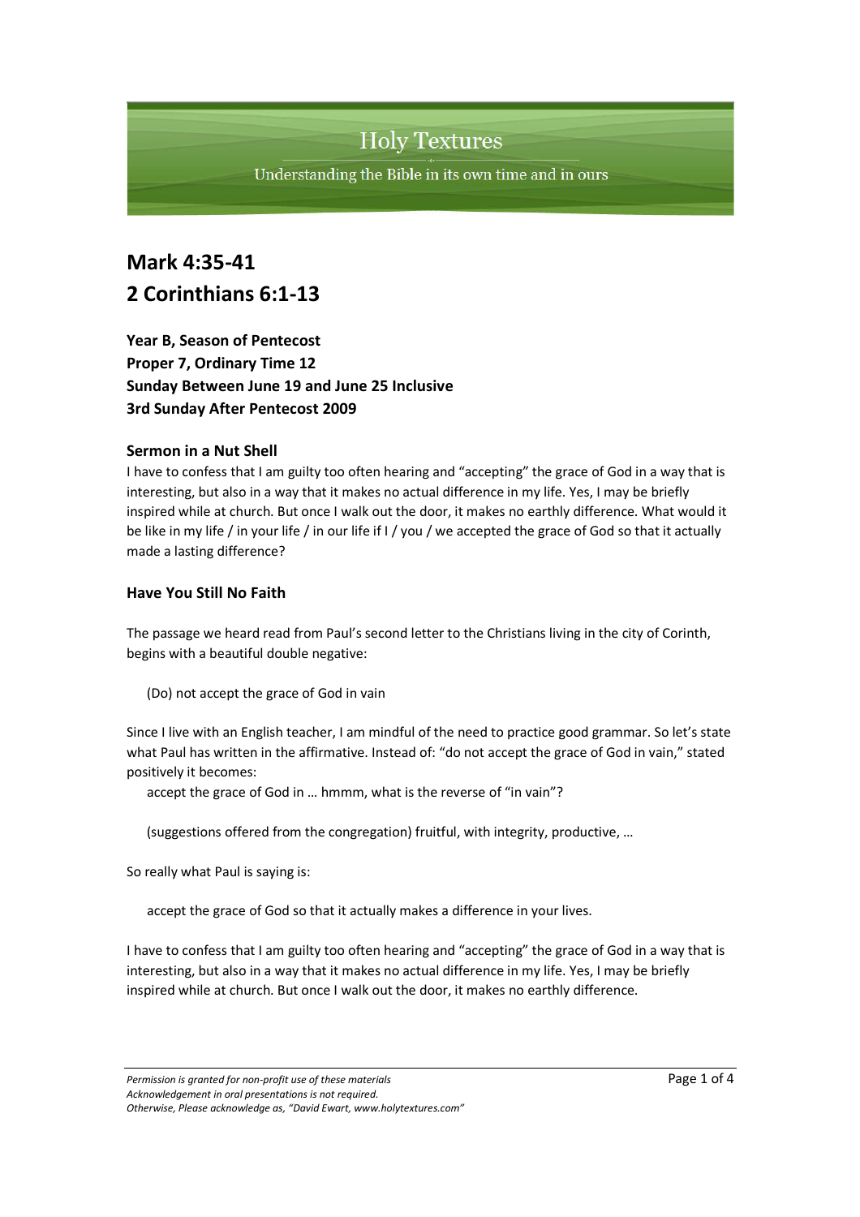# Holy Textures

Understanding the Bible in its own time and in ours

## Mark 4:35-41
## 2 Corinthians 6:1-13

**Year B, Season of Pentecost**
**Proper 7, Ordinary Time 12**
**Sunday Between June 19 and June 25 Inclusive**
**3rd Sunday After Pentecost 2009**

### Sermon in a Nut Shell

I have to confess that I am guilty too often hearing and "accepting" the grace of God in a way that is interesting, but also in a way that it makes no actual difference in my life. Yes, I may be briefly inspired while at church. But once I walk out the door, it makes no earthly difference. What would it be like in my life / in your life / in our life if I / you / we accepted the grace of God so that it actually made a lasting difference?

### Have You Still No Faith

The passage we heard read from Paul's second letter to the Christians living in the city of Corinth, begins with a beautiful double negative:

> (Do) not accept the grace of God in vain

Since I live with an English teacher, I am mindful of the need to practice good grammar. So let's state what Paul has written in the affirmative. Instead of: "do not accept the grace of God in vain," stated positively it becomes:

> accept the grace of God in … hmmm, what is the reverse of "in vain"?
>
> (suggestions offered from the congregation) fruitful, with integrity, productive, …

So really what Paul is saying is:

> accept the grace of God so that it actually makes a difference in your lives.

I have to confess that I am guilty too often hearing and "accepting" the grace of God in a way that is interesting, but also in a way that it makes no actual difference in my life. Yes, I may be briefly inspired while at church. But once I walk out the door, it makes no earthly difference.

*Permission is granted for non-profit use of these materials*
*Acknowledgement in oral presentations is not required.*
*Otherwise, Please acknowledge as, "David Ewart, www.holytextures.com"*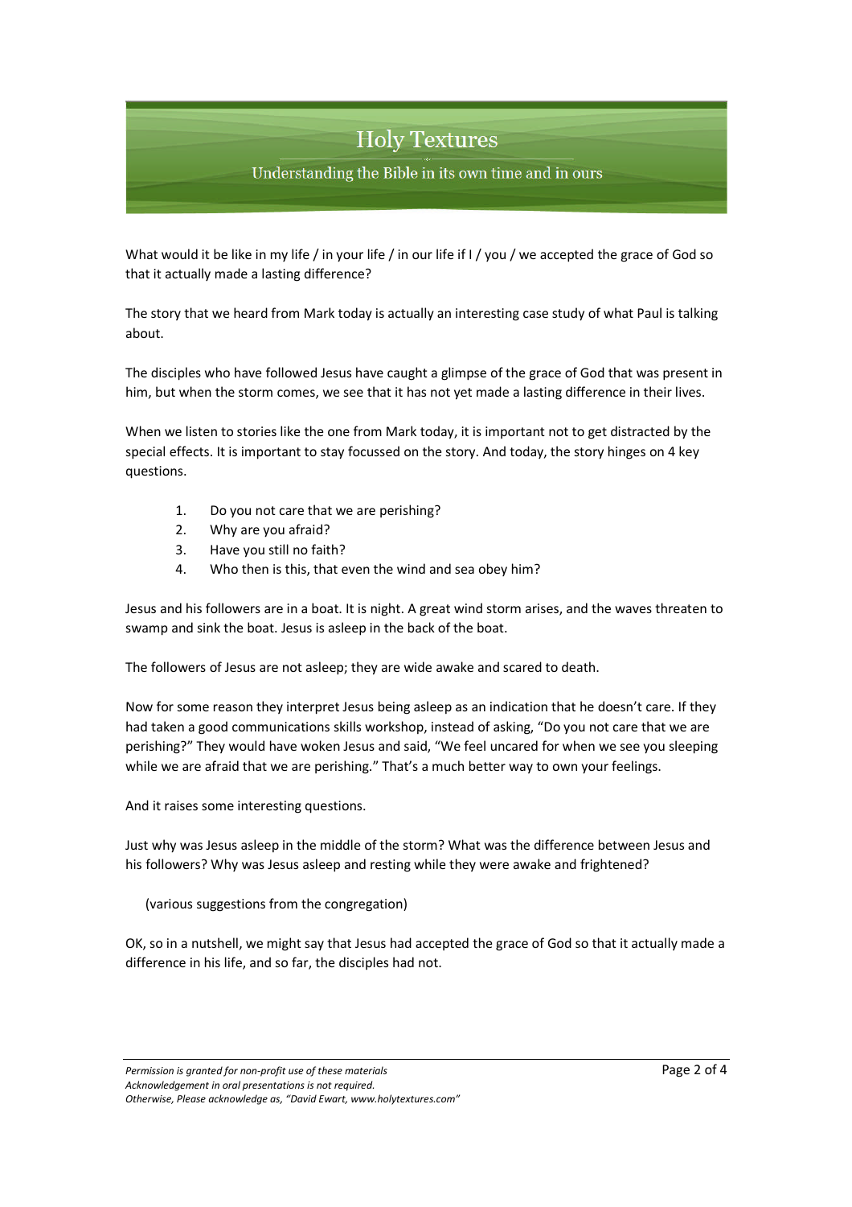What would it be like in my life / in your life / in our life if I / you / we accepted the grace of God so that it actually made a lasting difference?

The story that we heard from Mark today is actually an interesting case study of what Paul is talking about.

The disciples who have followed Jesus have caught a glimpse of the grace of God that was present in him, but when the storm comes, we see that it has not yet made a lasting difference in their lives.

When we listen to stories like the one from Mark today, it is important not to get distracted by the special effects. It is important to stay focussed on the story. And today, the story hinges on 4 key questions.

1. Do you not care that we are perishing?
2. Why are you afraid?
3. Have you still no faith?
4. Who then is this, that even the wind and sea obey him?

Jesus and his followers are in a boat. It is night. A great wind storm arises, and the waves threaten to swamp and sink the boat. Jesus is asleep in the back of the boat.

The followers of Jesus are not asleep; they are wide awake and scared to death.

Now for some reason they interpret Jesus being asleep as an indication that he doesn't care. If they had taken a good communications skills workshop, instead of asking, "Do you not care that we are perishing?" They would have woken Jesus and said, "We feel uncared for when we see you sleeping while we are afraid that we are perishing." That's a much better way to own your feelings.

And it raises some interesting questions.

Just why was Jesus asleep in the middle of the storm? What was the difference between Jesus and his followers? Why was Jesus asleep and resting while they were awake and frightened?

(various suggestions from the congregation)

OK, so in a nutshell, we might say that Jesus had accepted the grace of God so that it actually made a difference in his life, and so far, the disciples had not.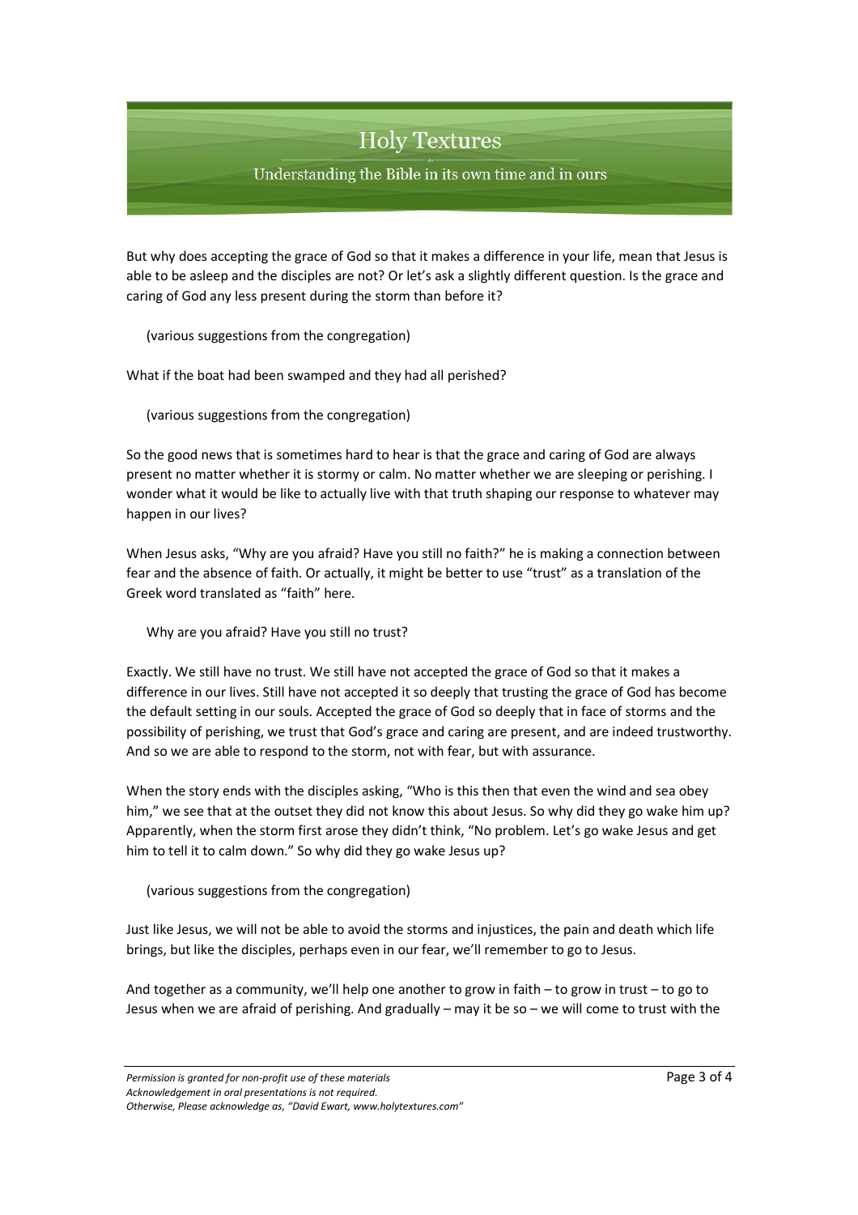But why does accepting the grace of God so that it makes a difference in your life, mean that Jesus is able to be asleep and the disciples are not? Or let's ask a slightly different question. Is the grace and caring of God any less present during the storm than before it?

(various suggestions from the congregation)

What if the boat had been swamped and they had all perished?

(various suggestions from the congregation)

So the good news that is sometimes hard to hear is that the grace and caring of God are always present no matter whether it is stormy or calm. No matter whether we are sleeping or perishing. I wonder what it would be like to actually live with that truth shaping our response to whatever may happen in our lives?

When Jesus asks, "Why are you afraid? Have you still no faith?" he is making a connection between fear and the absence of faith. Or actually, it might be better to use "trust" as a translation of the Greek word translated as "faith" here.

Why are you afraid? Have you still no trust?

Exactly. We still have no trust. We still have not accepted the grace of God so that it makes a difference in our lives. Still have not accepted it so deeply that trusting the grace of God has become the default setting in our souls. Accepted the grace of God so deeply that in face of storms and the possibility of perishing, we trust that God's grace and caring are present, and are indeed trustworthy. And so we are able to respond to the storm, not with fear, but with assurance.

When the story ends with the disciples asking, "Who is this then that even the wind and sea obey him," we see that at the outset they did not know this about Jesus. So why did they go wake him up? Apparently, when the storm first arose they didn't think, "No problem. Let's go wake Jesus and get him to tell it to calm down." So why did they go wake Jesus up?

(various suggestions from the congregation)

Just like Jesus, we will not be able to avoid the storms and injustices, the pain and death which life brings, but like the disciples, perhaps even in our fear, we'll remember to go to Jesus.

And together as a community, we'll help one another to grow in faith – to grow in trust – to go to Jesus when we are afraid of perishing. And gradually – may it be so – we will come to trust with the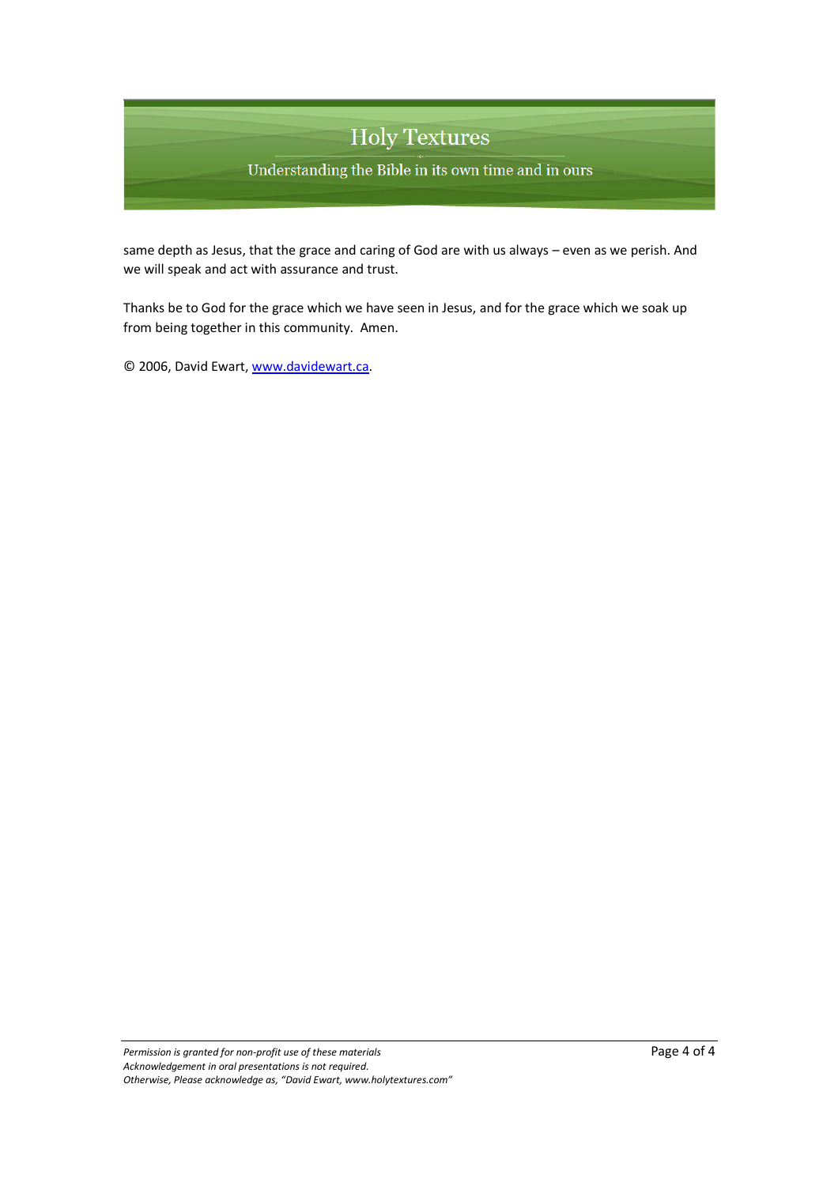same depth as Jesus, that the grace and caring of God are with us always – even as we perish. And we will speak and act with assurance and trust.

Thanks be to God for the grace which we have seen in Jesus, and for the grace which we soak up from being together in this community. Amen.

© 2006, David Ewart, [www.davidewart.ca](http://www.davidewart.ca).